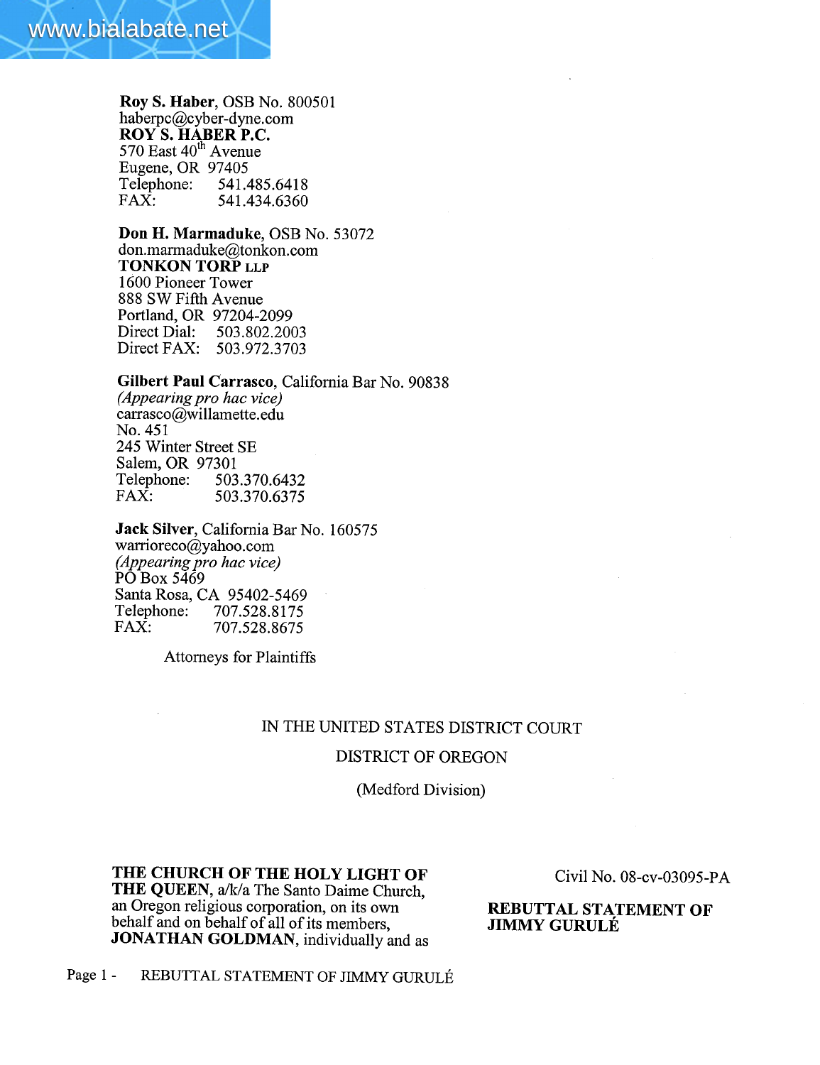**Roy S. Haber**, OSB No. 800501
haberpc@cyber-dyne.com
**ROY S. HABER P.C.**
570 East 40th Avenue
Eugene, OR 97405
Telephone: 541.485.6418
FAX: 541.434.6360

**Don H. Marmaduke**, OSB No. 53072
don.marmaduke@tonkon.com
**TONKON TORP LLP**
1600 Pioneer Tower
888 SW Fifth Avenue
Portland, OR 97204-2099
Direct Dial: 503.802.2003
Direct FAX: 503.972.3703

**Gilbert Paul Carrasco**, California Bar No. 90838
*(Appearing pro hac vice)*
carrasco@willamette.edu
No. 451
245 Winter Street SE
Salem, OR 97301
Telephone: 503.370.6432
FAX: 503.370.6375

**Jack Silver**, California Bar No. 160575
warrioreco@yahoo.com
*(Appearing pro hac vice)*
PO Box 5469
Santa Rosa, CA 95402-5469
Telephone: 707.528.8175
FAX: 707.528.8675

Attorneys for Plaintiffs

IN THE UNITED STATES DISTRICT COURT

DISTRICT OF OREGON

(Medford Division)

**THE CHURCH OF THE HOLY LIGHT OF THE QUEEN**, a/k/a The Santo Daime Church, an Oregon religious corporation, on its own behalf and on behalf of all of its members, **JONATHAN GOLDMAN**, individually and as

Civil No. 08-cv-03095-PA

**REBUTTAL STATEMENT OF JIMMY GURULÉ**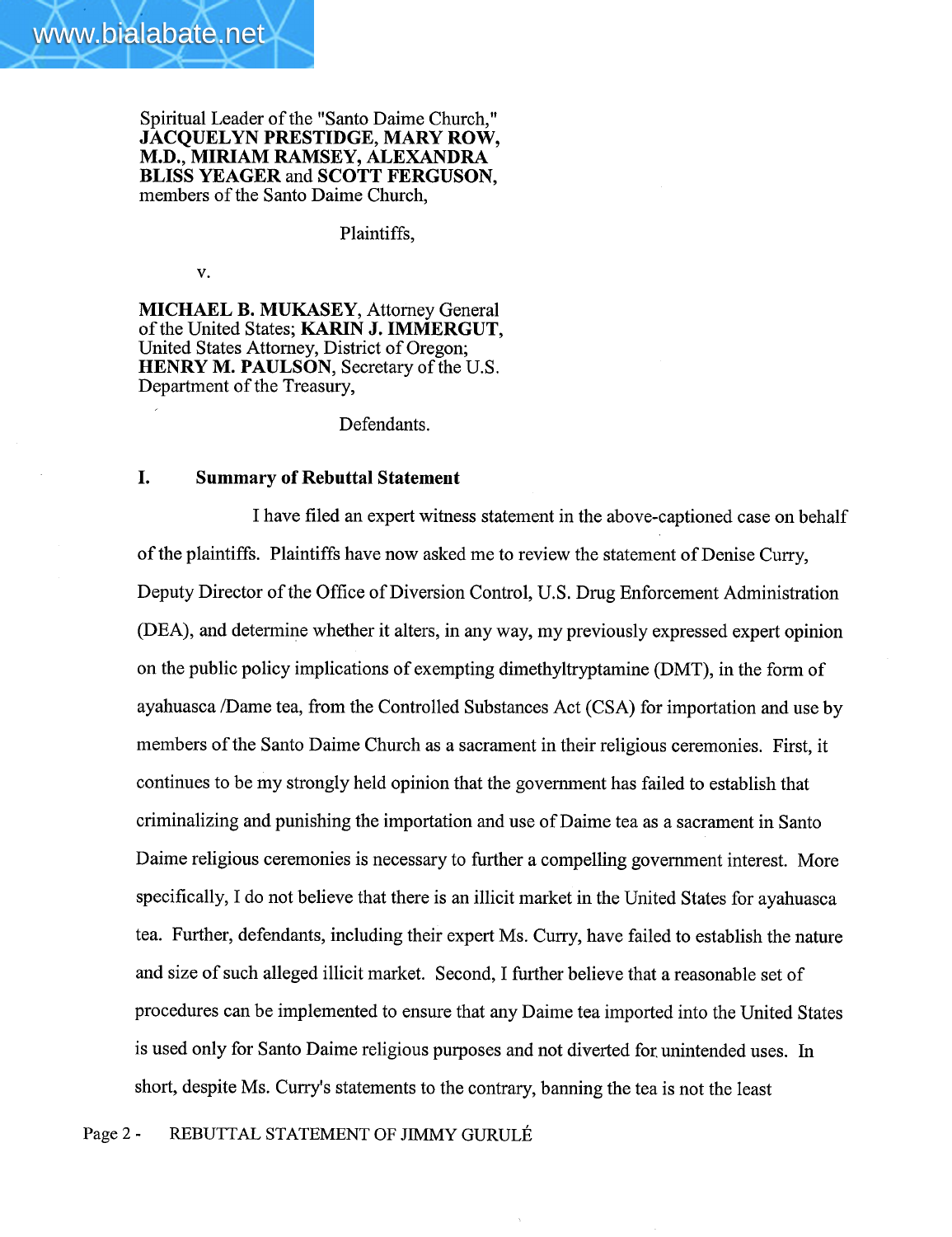Spiritual Leader of the "Santo Daime Church,"
**JACQUELYN PRESTIDGE, MARY ROW, M.D., MIRIAM RAMSEY, ALEXANDRA BLISS YEAGER** and **SCOTT FERGUSON,**
members of the Santo Daime Church,

Plaintiffs,

v.

**MICHAEL B. MUKASEY**, Attorney General of the United States; **KARIN J. IMMERGUT,** United States Attorney, District of Oregon; **HENRY M. PAULSON**, Secretary of the U.S. Department of the Treasury,

Defendants.

## I. Summary of Rebuttal Statement

I have filed an expert witness statement in the above-captioned case on behalf of the plaintiffs. Plaintiffs have now asked me to review the statement of Denise Curry, Deputy Director of the Office of Diversion Control, U.S. Drug Enforcement Administration (DEA), and determine whether it alters, in any way, my previously expressed expert opinion on the public policy implications of exempting dimethyltryptamine (DMT), in the form of ayahuasca /Dame tea, from the Controlled Substances Act (CSA) for importation and use by members of the Santo Daime Church as a sacrament in their religious ceremonies. First, it continues to be my strongly held opinion that the government has failed to establish that criminalizing and punishing the importation and use of Daime tea as a sacrament in Santo Daime religious ceremonies is necessary to further a compelling government interest. More specifically, I do not believe that there is an illicit market in the United States for ayahuasca tea. Further, defendants, including their expert Ms. Curry, have failed to establish the nature and size of such alleged illicit market. Second, I further believe that a reasonable set of procedures can be implemented to ensure that any Daime tea imported into the United States is used only for Santo Daime religious purposes and not diverted for unintended uses. In short, despite Ms. Curry's statements to the contrary, banning the tea is not the least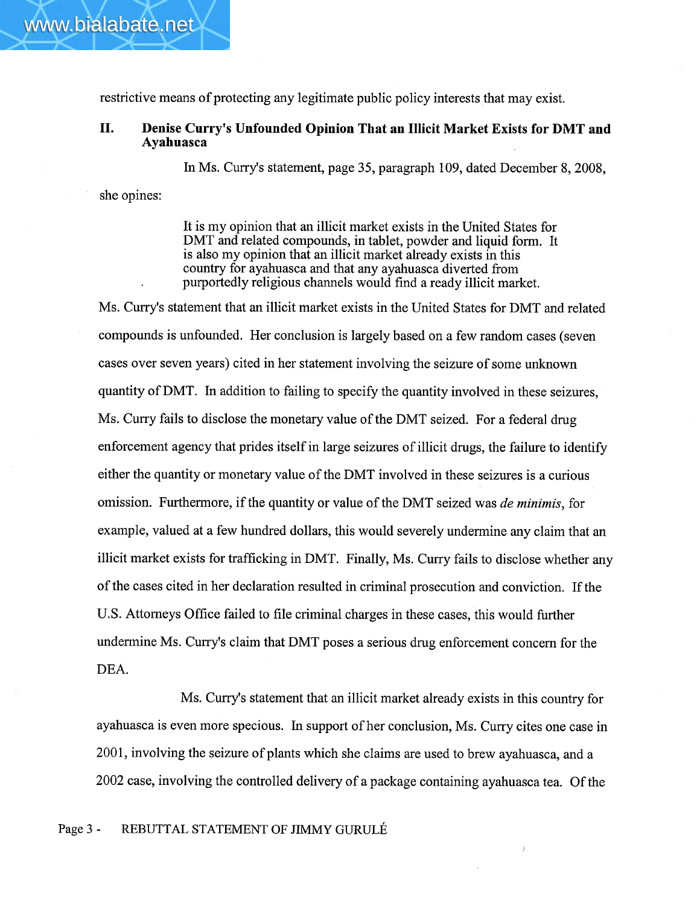restrictive means of protecting any legitimate public policy interests that may exist.

## II. Denise Curry's Unfounded Opinion That an Illicit Market Exists for DMT and Ayahuasca

In Ms. Curry's statement, page 35, paragraph 109, dated December 8, 2008, she opines:

> It is my opinion that an illicit market exists in the United States for DMT and related compounds, in tablet, powder and liquid form. It is also my opinion that an illicit market already exists in this country for ayahuasca and that any ayahuasca diverted from purportedly religious channels would find a ready illicit market.

Ms. Curry's statement that an illicit market exists in the United States for DMT and related compounds is unfounded. Her conclusion is largely based on a few random cases (seven cases over seven years) cited in her statement involving the seizure of some unknown quantity of DMT. In addition to failing to specify the quantity involved in these seizures, Ms. Curry fails to disclose the monetary value of the DMT seized. For a federal drug enforcement agency that prides itself in large seizures of illicit drugs, the failure to identify either the quantity or monetary value of the DMT involved in these seizures is a curious omission. Furthermore, if the quantity or value of the DMT seized was *de minimis*, for example, valued at a few hundred dollars, this would severely undermine any claim that an illicit market exists for trafficking in DMT. Finally, Ms. Curry fails to disclose whether any of the cases cited in her declaration resulted in criminal prosecution and conviction. If the U.S. Attorneys Office failed to file criminal charges in these cases, this would further undermine Ms. Curry's claim that DMT poses a serious drug enforcement concern for the DEA.

Ms. Curry's statement that an illicit market already exists in this country for ayahuasca is even more specious. In support of her conclusion, Ms. Curry cites one case in 2001, involving the seizure of plants which she claims are used to brew ayahuasca, and a 2002 case, involving the controlled delivery of a package containing ayahuasca tea. Of the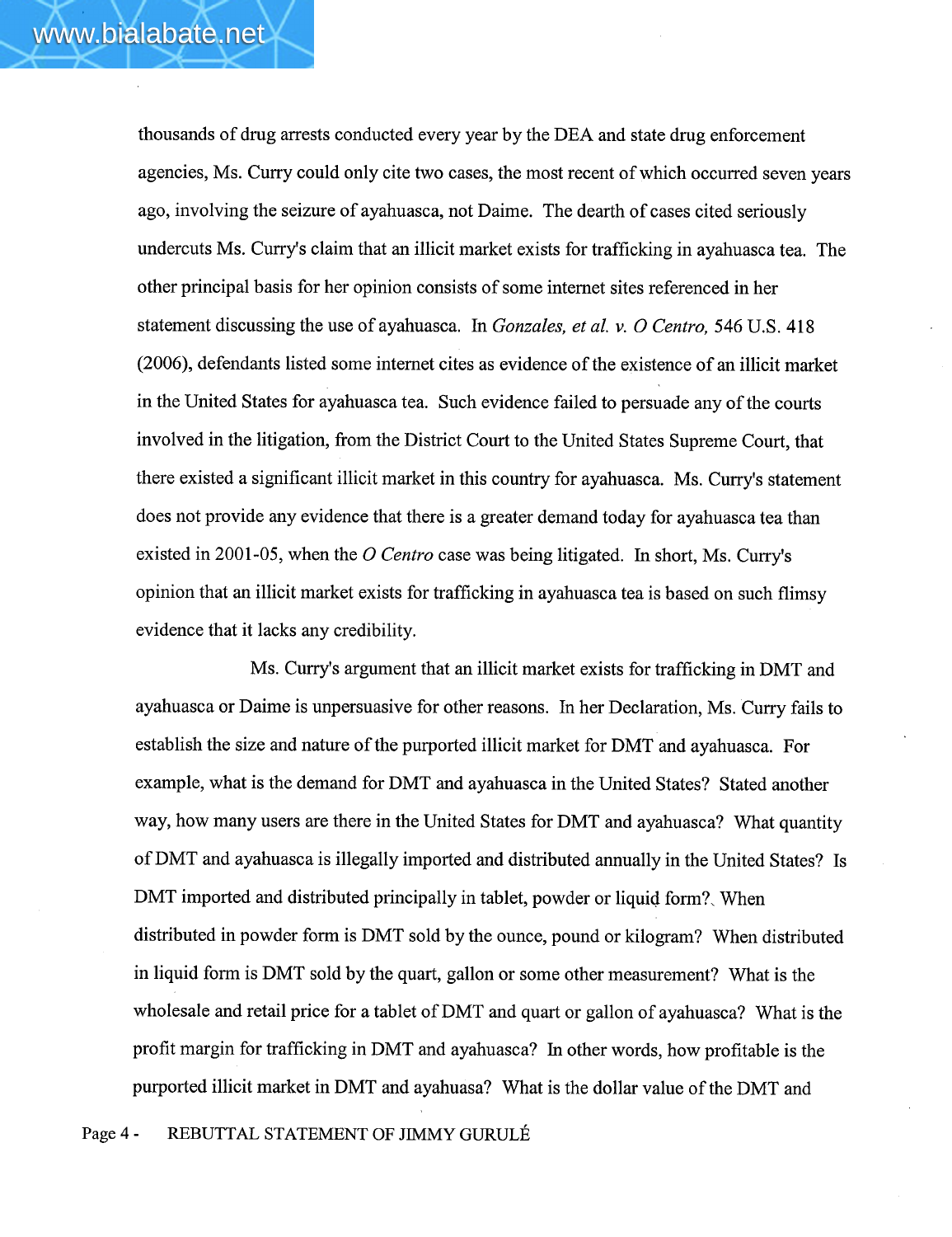thousands of drug arrests conducted every year by the DEA and state drug enforcement agencies, Ms. Curry could only cite two cases, the most recent of which occurred seven years ago, involving the seizure of ayahuasca, not Daime. The dearth of cases cited seriously undercuts Ms. Curry's claim that an illicit market exists for trafficking in ayahuasca tea. The other principal basis for her opinion consists of some internet sites referenced in her statement discussing the use of ayahuasca. In *Gonzales, et al. v. O Centro,* 546 U.S. 418 (2006), defendants listed some internet cites as evidence of the existence of an illicit market in the United States for ayahuasca tea. Such evidence failed to persuade any of the courts involved in the litigation, from the District Court to the United States Supreme Court, that there existed a significant illicit market in this country for ayahuasca. Ms. Curry's statement does not provide any evidence that there is a greater demand today for ayahuasca tea than existed in 2001-05, when the *O Centro* case was being litigated. In short, Ms. Curry's opinion that an illicit market exists for trafficking in ayahuasca tea is based on such flimsy evidence that it lacks any credibility.

Ms. Curry's argument that an illicit market exists for trafficking in DMT and ayahuasca or Daime is unpersuasive for other reasons. In her Declaration, Ms. Curry fails to establish the size and nature of the purported illicit market for DMT and ayahuasca. For example, what is the demand for DMT and ayahuasca in the United States? Stated another way, how many users are there in the United States for DMT and ayahuasca? What quantity of DMT and ayahuasca is illegally imported and distributed annually in the United States? Is DMT imported and distributed principally in tablet, powder or liquid form? When distributed in powder form is DMT sold by the ounce, pound or kilogram? When distributed in liquid form is DMT sold by the quart, gallon or some other measurement? What is the wholesale and retail price for a tablet of DMT and quart or gallon of ayahuasca? What is the profit margin for trafficking in DMT and ayahuasca? In other words, how profitable is the purported illicit market in DMT and ayahuasa? What is the dollar value of the DMT and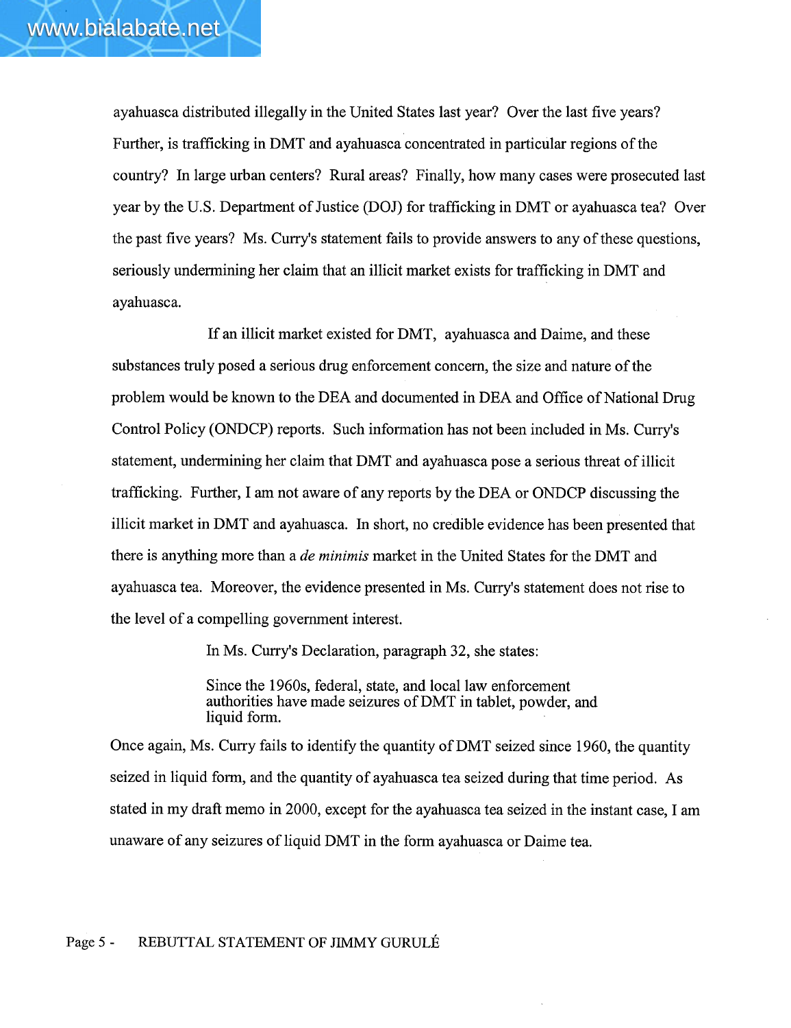ayahuasca distributed illegally in the United States last year? Over the last five years? Further, is trafficking in DMT and ayahuasca concentrated in particular regions of the country? In large urban centers? Rural areas? Finally, how many cases were prosecuted last year by the U.S. Department of Justice (DOJ) for trafficking in DMT or ayahuasca tea? Over the past five years? Ms. Curry's statement fails to provide answers to any of these questions, seriously undermining her claim that an illicit market exists for trafficking in DMT and ayahuasca.

If an illicit market existed for DMT, ayahuasca and Daime, and these substances truly posed a serious drug enforcement concern, the size and nature of the problem would be known to the DEA and documented in DEA and Office of National Drug Control Policy (ONDCP) reports. Such information has not been included in Ms. Curry's statement, undermining her claim that DMT and ayahuasca pose a serious threat of illicit trafficking. Further, I am not aware of any reports by the DEA or ONDCP discussing the illicit market in DMT and ayahuasca. In short, no credible evidence has been presented that there is anything more than a *de minimis* market in the United States for the DMT and ayahuasca tea. Moreover, the evidence presented in Ms. Curry's statement does not rise to the level of a compelling government interest.

In Ms. Curry's Declaration, paragraph 32, she states:

> Since the 1960s, federal, state, and local law enforcement authorities have made seizures of DMT in tablet, powder, and liquid form.

Once again, Ms. Curry fails to identify the quantity of DMT seized since 1960, the quantity seized in liquid form, and the quantity of ayahuasca tea seized during that time period. As stated in my draft memo in 2000, except for the ayahuasca tea seized in the instant case, I am unaware of any seizures of liquid DMT in the form ayahuasca or Daime tea.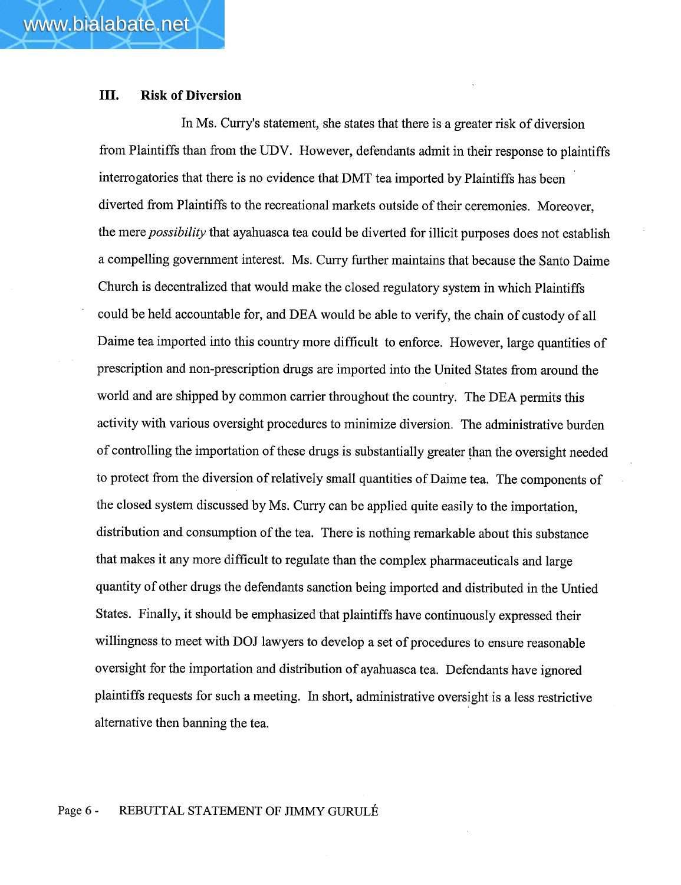### III. Risk of Diversion

In Ms. Curry's statement, she states that there is a greater risk of diversion from Plaintiffs than from the UDV. However, defendants admit in their response to plaintiffs interrogatories that there is no evidence that DMT tea imported by Plaintiffs has been diverted from Plaintiffs to the recreational markets outside of their ceremonies. Moreover, the mere *possibility* that ayahuasca tea could be diverted for illicit purposes does not establish a compelling government interest. Ms. Curry further maintains that because the Santo Daime Church is decentralized that would make the closed regulatory system in which Plaintiffs could be held accountable for, and DEA would be able to verify, the chain of custody of all Daime tea imported into this country more difficult to enforce. However, large quantities of prescription and non-prescription drugs are imported into the United States from around the world and are shipped by common carrier throughout the country. The DEA permits this activity with various oversight procedures to minimize diversion. The administrative burden of controlling the importation of these drugs is substantially greater than the oversight needed to protect from the diversion of relatively small quantities of Daime tea. The components of the closed system discussed by Ms. Curry can be applied quite easily to the importation, distribution and consumption of the tea. There is nothing remarkable about this substance that makes it any more difficult to regulate than the complex pharmaceuticals and large quantity of other drugs the defendants sanction being imported and distributed in the Untied States. Finally, it should be emphasized that plaintiffs have continuously expressed their willingness to meet with DOJ lawyers to develop a set of procedures to ensure reasonable oversight for the importation and distribution of ayahuasca tea. Defendants have ignored plaintiffs requests for such a meeting. In short, administrative oversight is a less restrictive alternative then banning the tea.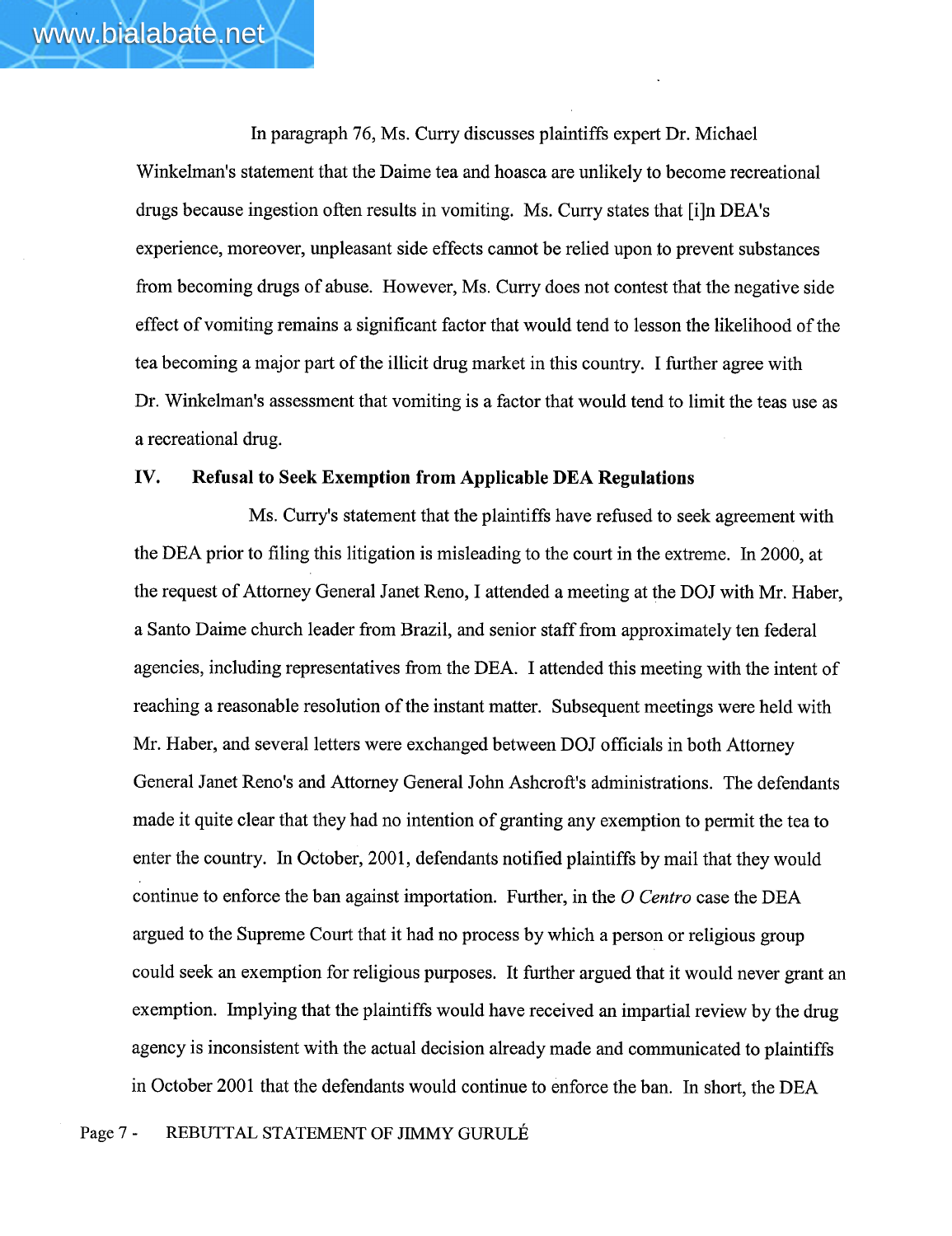In paragraph 76, Ms. Curry discusses plaintiffs expert Dr. Michael Winkelman's statement that the Daime tea and hoasca are unlikely to become recreational drugs because ingestion often results in vomiting. Ms. Curry states that [i]n DEA's experience, moreover, unpleasant side effects cannot be relied upon to prevent substances from becoming drugs of abuse. However, Ms. Curry does not contest that the negative side effect of vomiting remains a significant factor that would tend to lesson the likelihood of the tea becoming a major part of the illicit drug market in this country. I further agree with Dr. Winkelman's assessment that vomiting is a factor that would tend to limit the teas use as a recreational drug.

## IV. Refusal to Seek Exemption from Applicable DEA Regulations

Ms. Curry's statement that the plaintiffs have refused to seek agreement with the DEA prior to filing this litigation is misleading to the court in the extreme. In 2000, at the request of Attorney General Janet Reno, I attended a meeting at the DOJ with Mr. Haber, a Santo Daime church leader from Brazil, and senior staff from approximately ten federal agencies, including representatives from the DEA. I attended this meeting with the intent of reaching a reasonable resolution of the instant matter. Subsequent meetings were held with Mr. Haber, and several letters were exchanged between DOJ officials in both Attorney General Janet Reno's and Attorney General John Ashcroft's administrations. The defendants made it quite clear that they had no intention of granting any exemption to permit the tea to enter the country. In October, 2001, defendants notified plaintiffs by mail that they would continue to enforce the ban against importation. Further, in the *O Centro* case the DEA argued to the Supreme Court that it had no process by which a person or religious group could seek an exemption for religious purposes. It further argued that it would never grant an exemption. Implying that the plaintiffs would have received an impartial review by the drug agency is inconsistent with the actual decision already made and communicated to plaintiffs in October 2001 that the defendants would continue to enforce the ban. In short, the DEA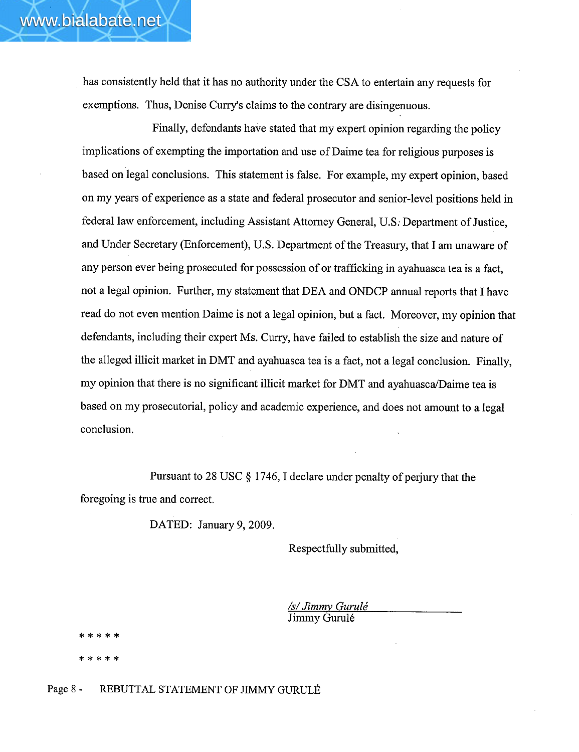has consistently held that it has no authority under the CSA to entertain any requests for exemptions. Thus, Denise Curry's claims to the contrary are disingenuous.

Finally, defendants have stated that my expert opinion regarding the policy implications of exempting the importation and use of Daime tea for religious purposes is based on legal conclusions. This statement is false. For example, my expert opinion, based on my years of experience as a state and federal prosecutor and senior-level positions held in federal law enforcement, including Assistant Attorney General, U.S. Department of Justice, and Under Secretary (Enforcement), U.S. Department of the Treasury, that I am unaware of any person ever being prosecuted for possession of or trafficking in ayahuasca tea is a fact, not a legal opinion. Further, my statement that DEA and ONDCP annual reports that I have read do not even mention Daime is not a legal opinion, but a fact. Moreover, my opinion that defendants, including their expert Ms. Curry, have failed to establish the size and nature of the alleged illicit market in DMT and ayahuasca tea is a fact, not a legal conclusion. Finally, my opinion that there is no significant illicit market for DMT and ayahuasca/Daime tea is based on my prosecutorial, policy and academic experience, and does not amount to a legal conclusion.

Pursuant to 28 USC § 1746, I declare under penalty of perjury that the foregoing is true and correct.

DATED: January 9, 2009.

Respectfully submitted,

*/s/ Jimmy Gurulé*
Jimmy Gurulé

\* \* \* \* \*

\* \* \* \* \*

Page 8 - REBUTTAL STATEMENT OF JIMMY GURULÉ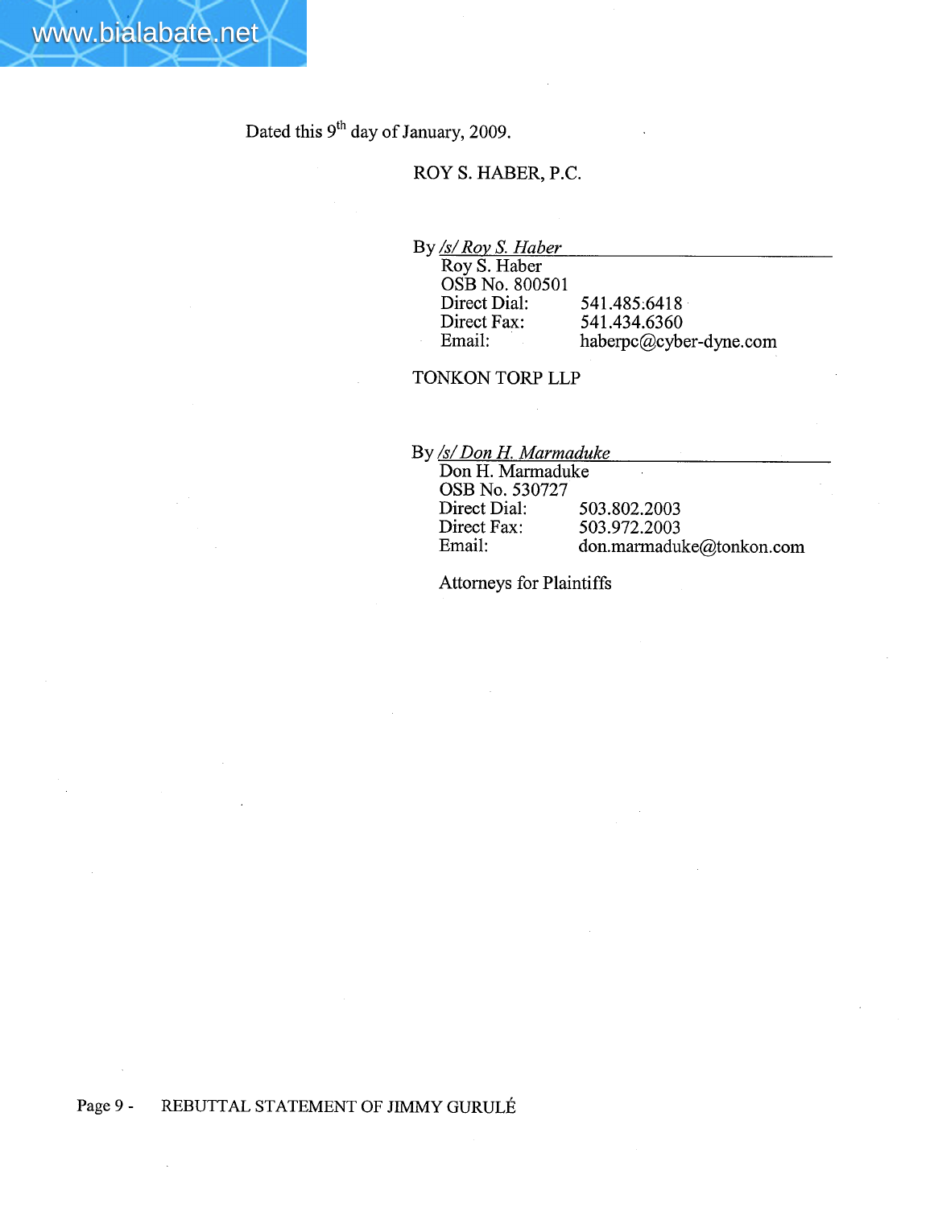Dated this 9th day of January, 2009.

ROY S. HABER, P.C.

By */s/ Roy S. Haber*

Roy S. Haber
OSB No. 800501
Direct Dial: 541.485.6418
Direct Fax: 541.434.6360
Email: haberpc@cyber-dyne.com

TONKON TORP LLP

By */s/ Don H. Marmaduke*

Don H. Marmaduke
OSB No. 530727
Direct Dial: 503.802.2003
Direct Fax: 503.972.2003
Email: don.marmaduke@tonkon.com

Attorneys for Plaintiffs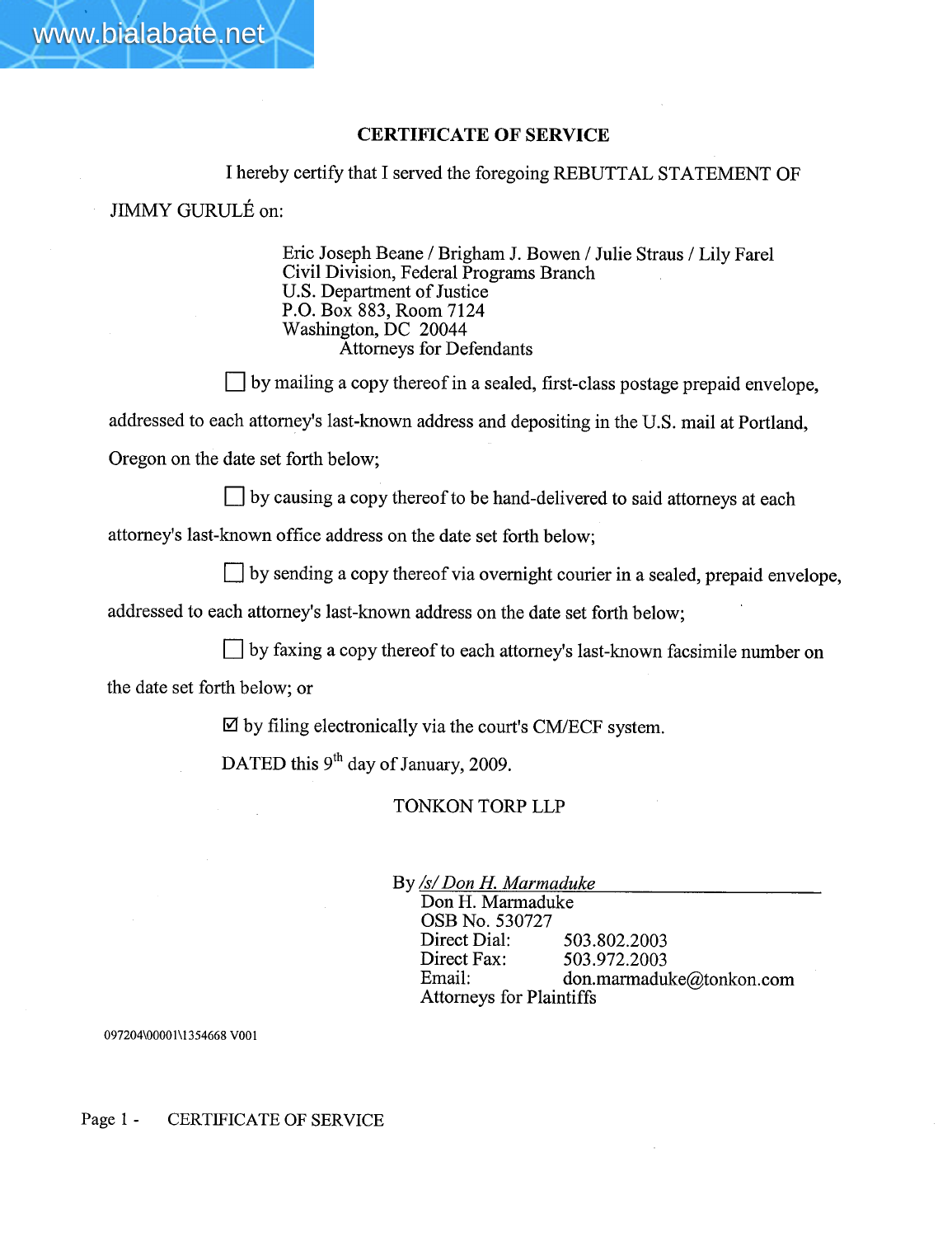## CERTIFICATE OF SERVICE

I hereby certify that I served the foregoing REBUTTAL STATEMENT OF JIMMY GURULÉ on:

Eric Joseph Beane / Brigham J. Bowen / Julie Straus / Lily Farel
Civil Division, Federal Programs Branch
U.S. Department of Justice
P.O. Box 883, Room 7124
Washington, DC 20044
Attorneys for Defendants

☐ by mailing a copy thereof in a sealed, first-class postage prepaid envelope, addressed to each attorney's last-known address and depositing in the U.S. mail at Portland, Oregon on the date set forth below;

☐ by causing a copy thereof to be hand-delivered to said attorneys at each attorney's last-known office address on the date set forth below;

☐ by sending a copy thereof via overnight courier in a sealed, prepaid envelope, addressed to each attorney's last-known address on the date set forth below;

☐ by faxing a copy thereof to each attorney's last-known facsimile number on the date set forth below; or

☑ by filing electronically via the court's CM/ECF system.

DATED this 9th day of January, 2009.

TONKON TORP LLP

By */s/ Don H. Marmaduke*
Don H. Marmaduke
OSB No. 530727
Direct Dial: 503.802.2003
Direct Fax: 503.972.2003
Email: don.marmaduke@tonkon.com
Attorneys for Plaintiffs

097204\00001\1354668 V001

Page 1 - CERTIFICATE OF SERVICE